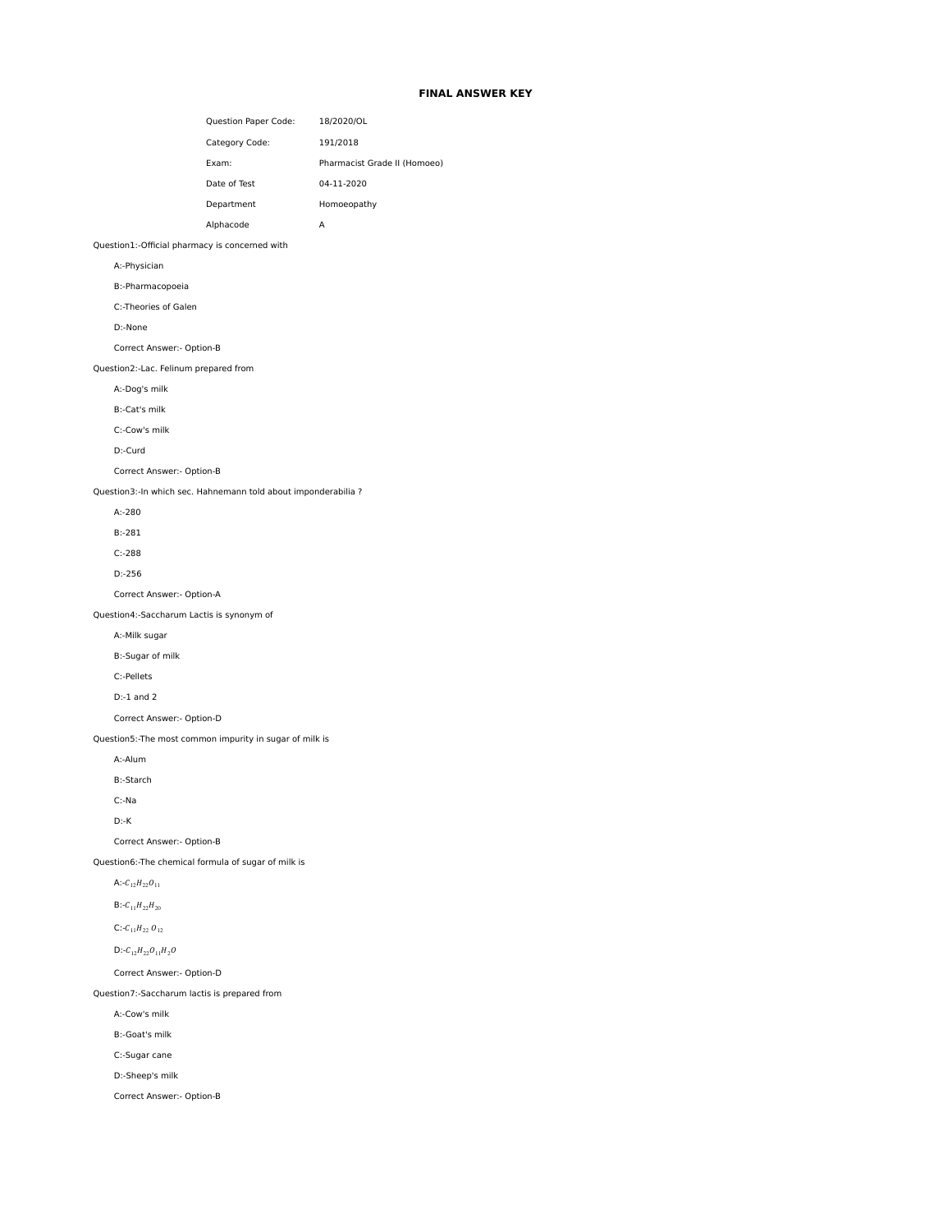# FINAL ANSWER KEY

| | |
|---|---|
| Question Paper Code: | 18/2020/OL |
| Category Code: | 191/2018 |
| Exam: | Pharmacist Grade II (Homoeo) |
| Date of Test | 04-11-2020 |
| Department | Homoeopathy |
| Alphacode | A |

Question1:-Official pharmacy is concerned with

A:-Physician

B:-Pharmacopoeia

C:-Theories of Galen

D:-None

Correct Answer:- Option-B

Question2:-Lac. Felinum prepared from

A:-Dog's milk

B:-Cat's milk

C:-Cow's milk

D:-Curd

Correct Answer:- Option-B

Question3:-In which sec. Hahnemann told about imponderabilia ?

A:-280

B:-281

C:-288

D:-256

Correct Answer:- Option-A

Question4:-Saccharum Lactis is synonym of

A:-Milk sugar

B:-Sugar of milk

C:-Pellets

D:-1 and 2

Correct Answer:- Option-D

Question5:-The most common impurity in sugar of milk is

A:-Alum

B:-Starch

C:-Na

D:-K

Correct Answer:- Option-B

Question6:-The chemical formula of sugar of milk is

A:-$C_{12}H_{22}O_{11}$

B:-$C_{11}H_{22}H_{20}$

C:-$C_{11}H_{22}O_{12}$

D:-$C_{12}H_{22}O_{11}H_2O$

Correct Answer:- Option-D

Question7:-Saccharum lactis is prepared from

A:-Cow's milk

B:-Goat's milk

C:-Sugar cane

D:-Sheep's milk

Correct Answer:- Option-B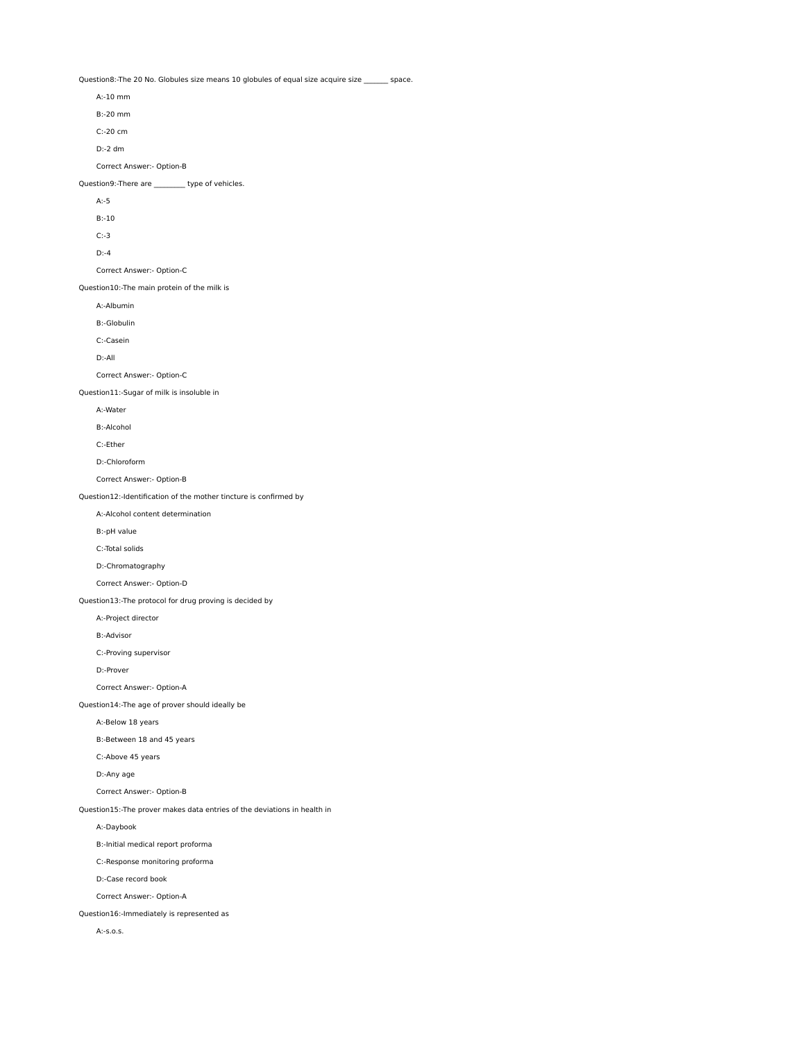Question8:-The 20 No. Globules size means 10 globules of equal size acquire size _______ space.

A:-10 mm

B:-20 mm

C:-20 cm

D:-2 dm

Correct Answer:- Option-B

Question9:-There are _________ type of vehicles.

A:-5

B:-10

C:-3

D:-4

Correct Answer:- Option-C

Question10:-The main protein of the milk is

A:-Albumin

B:-Globulin

C:-Casein

D:-All

Correct Answer:- Option-C

Question11:-Sugar of milk is insoluble in

A:-Water

B:-Alcohol

C:-Ether

D:-Chloroform

Correct Answer:- Option-B

Question12:-Identification of the mother tincture is confirmed by

A:-Alcohol content determination

B:-pH value

C:-Total solids

D:-Chromatography

Correct Answer:- Option-D

Question13:-The protocol for drug proving is decided by

A:-Project director

B:-Advisor

C:-Proving supervisor

D:-Prover

Correct Answer:- Option-A

Question14:-The age of prover should ideally be

A:-Below 18 years

B:-Between 18 and 45 years

C:-Above 45 years

D:-Any age

Correct Answer:- Option-B

Question15:-The prover makes data entries of the deviations in health in

A:-Daybook

B:-Initial medical report proforma

C:-Response monitoring proforma

D:-Case record book

Correct Answer:- Option-A

Question16:-Immediately is represented as

A:-s.o.s.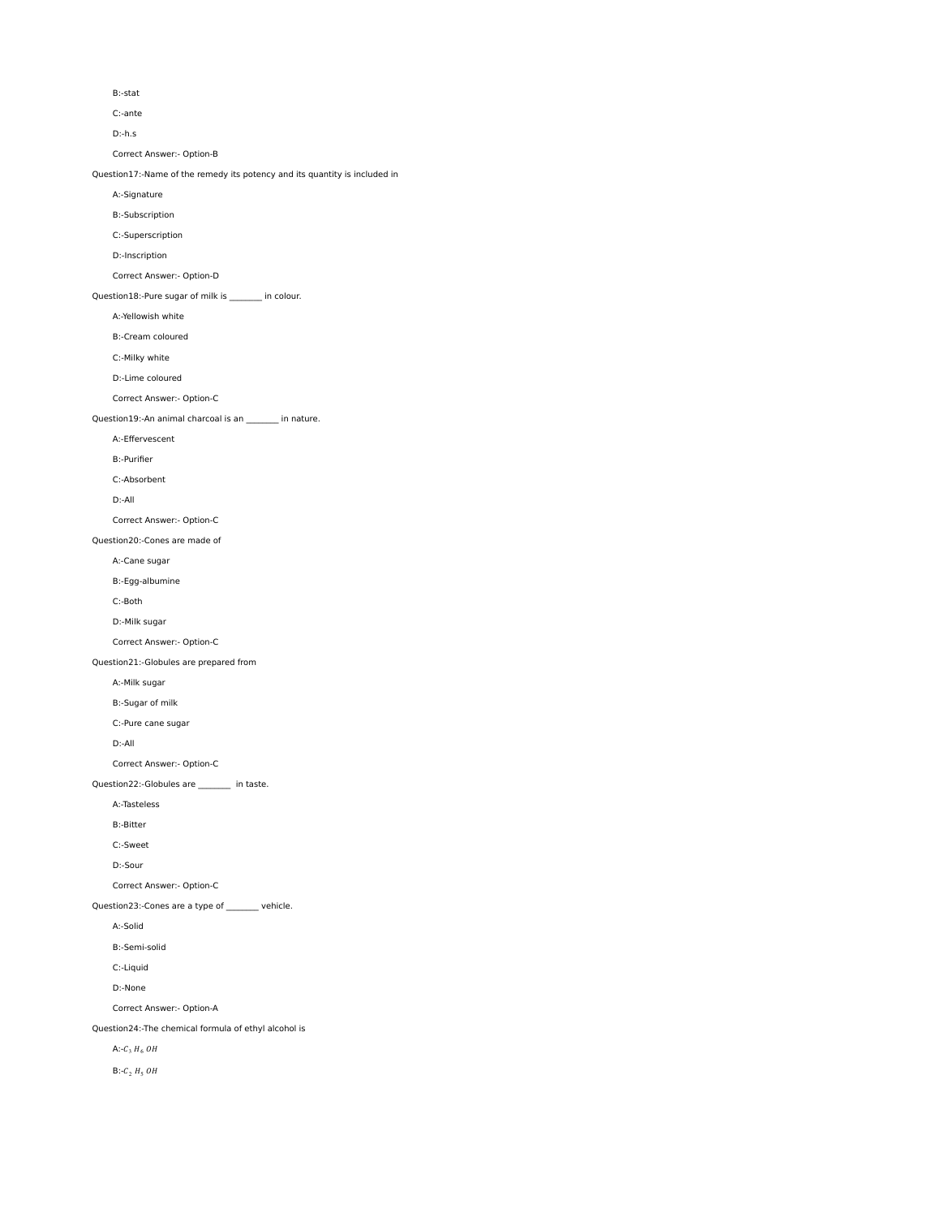B:-stat

C:-ante

D:-h.s

Correct Answer:- Option-B

Question17:-Name of the remedy its potency and its quantity is included in

A:-Signature

B:-Subscription

C:-Superscription

D:-Inscription

Correct Answer:- Option-D

Question18:-Pure sugar of milk is ________ in colour.

A:-Yellowish white

B:-Cream coloured

C:-Milky white

D:-Lime coloured

Correct Answer:- Option-C

Question19:-An animal charcoal is an ________ in nature.

A:-Effervescent

B:-Purifier

C:-Absorbent

D:-All

Correct Answer:- Option-C

Question20:-Cones are made of

A:-Cane sugar

B:-Egg-albumine

C:-Both

D:-Milk sugar

Correct Answer:- Option-C

Question21:-Globules are prepared from

A:-Milk sugar

B:-Sugar of milk

C:-Pure cane sugar

D:-All

Correct Answer:- Option-C

Question22:-Globules are ________ in taste.

A:-Tasteless

B:-Bitter

C:-Sweet

D:-Sour

Correct Answer:- Option-C

Question23:-Cones are a type of ________ vehicle.

A:-Solid

B:-Semi-solid

C:-Liquid

D:-None

Correct Answer:- Option-A

Question24:-The chemical formula of ethyl alcohol is

A:-$C_3 H_6 OH$

B:-$C_2 H_5 OH$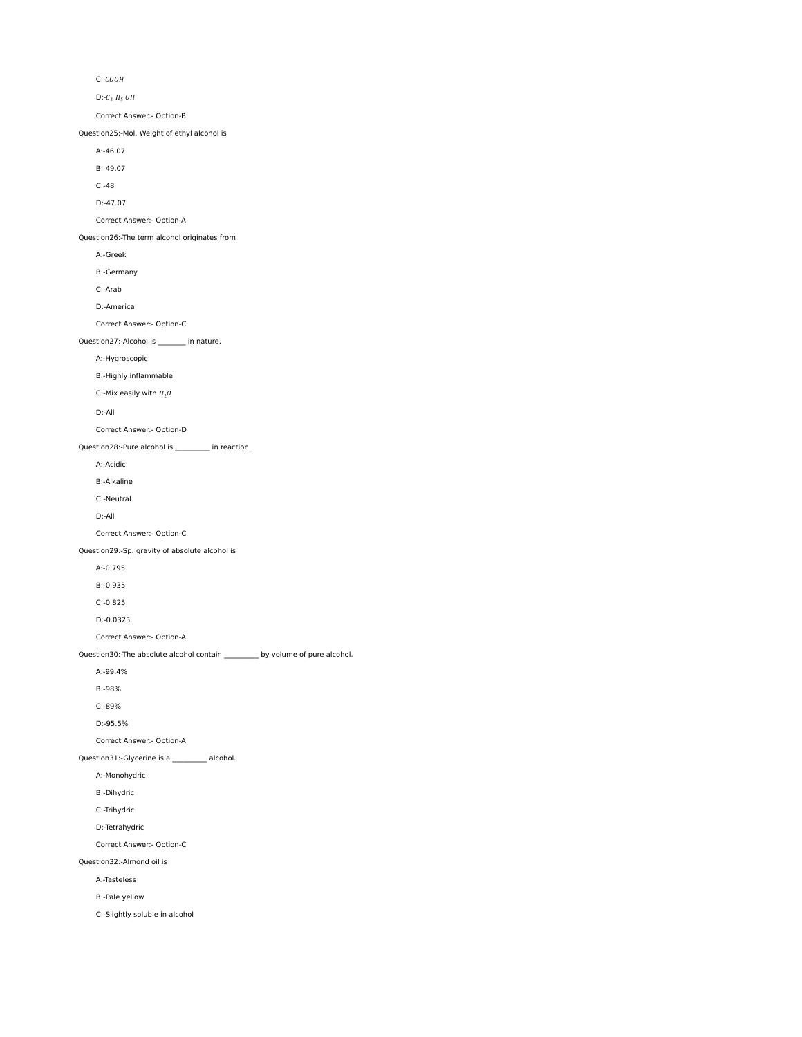C:-$COOH$

D:-$C_4\ H_5\ OH$

Correct Answer:- Option-B

Question25:-Mol. Weight of ethyl alcohol is

A:-46.07

B:-49.07

C:-48

D:-47.07

Correct Answer:- Option-A

Question26:-The term alcohol originates from

A:-Greek

B:-Germany

C:-Arab

D:-America

Correct Answer:- Option-C

Question27:-Alcohol is ________ in nature.

A:-Hygroscopic

B:-Highly inflammable

C:-Mix easily with $H_2O$

D:-All

Correct Answer:- Option-D

Question28:-Pure alcohol is __________ in reaction.

A:-Acidic

B:-Alkaline

C:-Neutral

D:-All

Correct Answer:- Option-C

Question29:-Sp. gravity of absolute alcohol is

A:-0.795

B:-0.935

C:-0.825

D:-0.0325

Correct Answer:- Option-A

Question30:-The absolute alcohol contain __________ by volume of pure alcohol.

A:-99.4%

B:-98%

C:-89%

D:-95.5%

Correct Answer:- Option-A

Question31:-Glycerine is a __________ alcohol.

A:-Monohydric

B:-Dihydric

C:-Trihydric

D:-Tetrahydric

Correct Answer:- Option-C

Question32:-Almond oil is

A:-Tasteless

B:-Pale yellow

C:-Slightly soluble in alcohol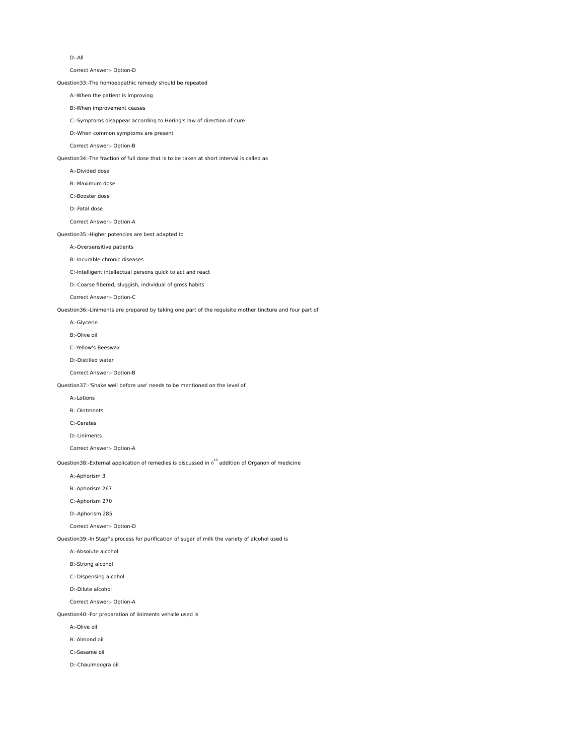D:-All

Correct Answer:- Option-D

Question33:-The homoeopathic remedy should be repeated

A:-When the patient is improving

B:-When improvement ceases

C:-Symptoms disappear according to Hering's law of direction of cure

D:-When common symptoms are present

Correct Answer:- Option-B

Question34:-The fraction of full dose that is to be taken at short interval is called as

A:-Divided dose

B:-Maximum dose

C:-Booster dose

D:-Fatal dose

Correct Answer:- Option-A

Question35:-Higher potencies are best adapted to

A:-Oversensitive patients

B:-Incurable chronic diseases

C:-Intelligent intellectual persons quick to act and react

D:-Coarse fibered, sluggish, individual of gross habits

Correct Answer:- Option-C

Question36:-Liniments are prepared by taking one part of the requisite mother tincture and four part of

A:-Glycerin

B:-Olive oil

C:-Yellow's Beeswax

D:-Distilled water

Correct Answer:- Option-B

Question37:-'Shake well before use' needs to be mentioned on the level of

A:-Lotions

B:-Ointments

C:-Cerates

D:-Liniments

Correct Answer:- Option-A

Question38:-External application of remedies is discussed in $6^{th}$ addition of Organon of medicine

A:-Aphorism 3

B:-Aphorism 267

C:-Aphorism 270

D:-Aphorism 285

Correct Answer:- Option-D

Question39:-In Stapf's process for purification of sugar of milk the variety of alcohol used is

A:-Absolute alcohol

B:-Strong alcohol

C:-Dispensing alcohol

D:-Dilute alcohol

Correct Answer:- Option-A

Question40:-For preparation of liniments vehicle used is

A:-Olive oil

B:-Almond oil

C:-Sesame oil

D:-Chaulmoogra oil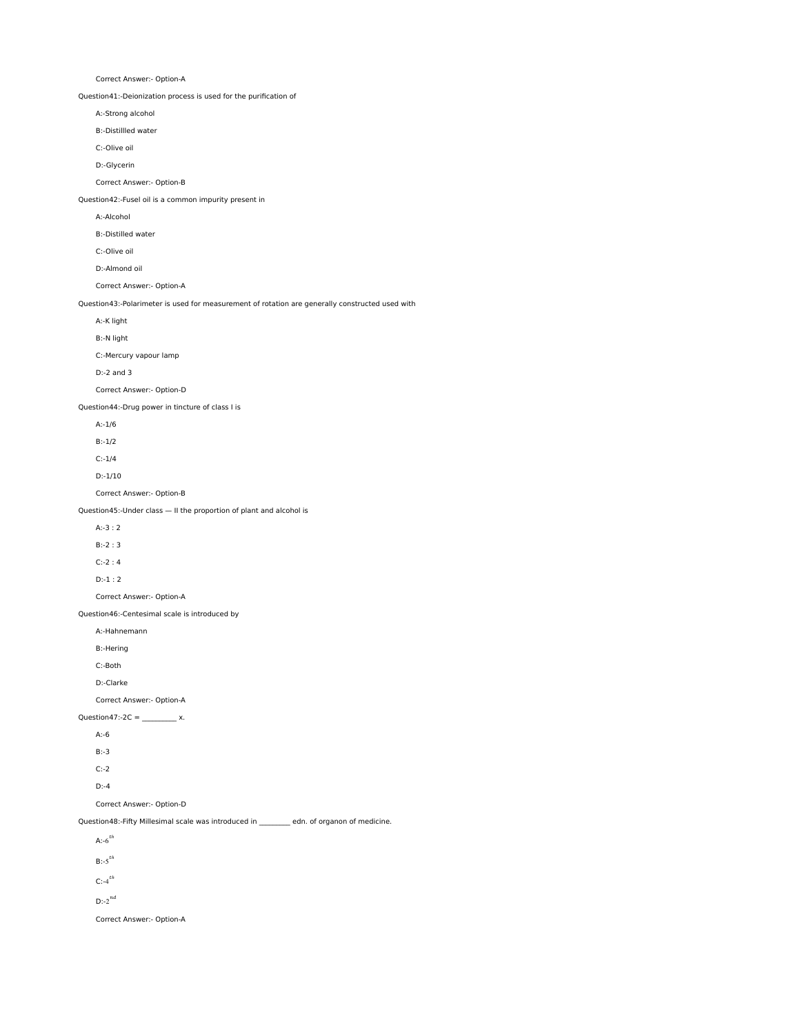Correct Answer:- Option-A

Question41:-Deionization process is used for the purification of

A:-Strong alcohol

B:-Distillled water

C:-Olive oil

D:-Glycerin

Correct Answer:- Option-B

Question42:-Fusel oil is a common impurity present in

A:-Alcohol

B:-Distilled water

C:-Olive oil

D:-Almond oil

Correct Answer:- Option-A

Question43:-Polarimeter is used for measurement of rotation are generally constructed used with

A:-K light

B:-N light

C:-Mercury vapour lamp

D:-2 and 3

Correct Answer:- Option-D

Question44:-Drug power in tincture of class I is

A:-1/6

B:-1/2

C:-1/4

D:-1/10

Correct Answer:- Option-B

Question45:-Under class — II the proportion of plant and alcohol is

A:-3 : 2

B:-2 : 3

C:-2 : 4

D:-1 : 2

Correct Answer:- Option-A

Question46:-Centesimal scale is introduced by

A:-Hahnemann

B:-Hering

C:-Both

D:-Clarke

Correct Answer:- Option-A

Question47:-2C = __________ x.

A:-6

B:-3

C:-2

D:-4

Correct Answer:- Option-D

Question48:-Fifty Millesimal scale was introduced in _________ edn. of organon of medicine.

A:-$6^{th}$

B:-$5^{th}$

C:-$4^{th}$

D:-$2^{nd}$

Correct Answer:- Option-A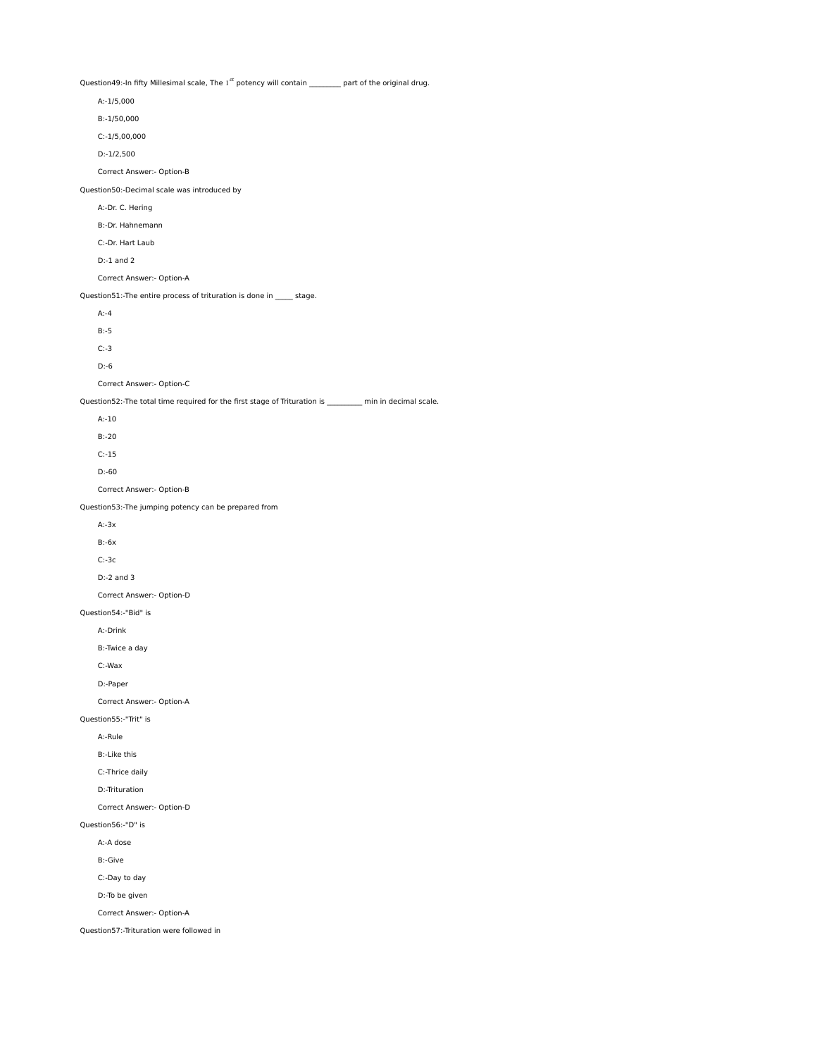Question49:-In fifty Millesimal scale, The $1^{st}$ potency will contain ________ part of the original drug.

A:-1/5,000

B:-1/50,000

C:-1/5,00,000

D:-1/2,500

Correct Answer:- Option-B

Question50:-Decimal scale was introduced by

A:-Dr. C. Hering

B:-Dr. Hahnemann

C:-Dr. Hart Laub

D:-1 and 2

Correct Answer:- Option-A

Question51:-The entire process of trituration is done in _____ stage.

A:-4

B:-5

C:-3

D:-6

Correct Answer:- Option-C

Question52:-The total time required for the first stage of Trituration is _________ min in decimal scale.

A:-10

B:-20

C:-15

D:-60

Correct Answer:- Option-B

Question53:-The jumping potency can be prepared from

A:-3x

B:-6x

C:-3c

D:-2 and 3

Correct Answer:- Option-D

Question54:-"Bid" is

A:-Drink

B:-Twice a day

C:-Wax

D:-Paper

Correct Answer:- Option-A

Question55:-"Trit" is

A:-Rule

B:-Like this

C:-Thrice daily

D:-Trituration

Correct Answer:- Option-D

Question56:-"D" is

A:-A dose

B:-Give

C:-Day to day

D:-To be given

Correct Answer:- Option-A

Question57:-Trituration were followed in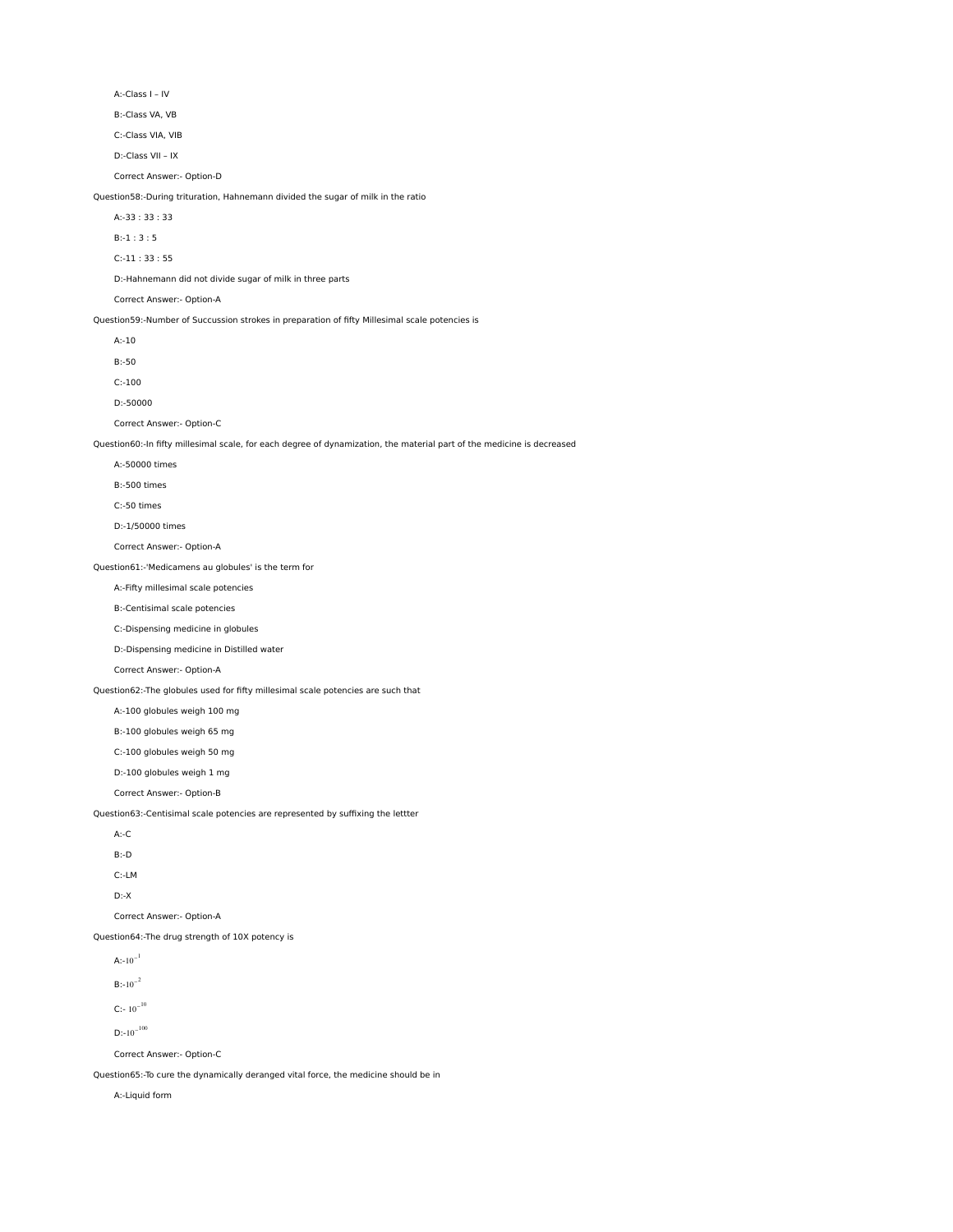A:-Class I – IV

B:-Class VA, VB

C:-Class VIA, VIB

D:-Class VII – IX

Correct Answer:- Option-D

Question58:-During trituration, Hahnemann divided the sugar of milk in the ratio

A:-33 : 33 : 33

B:-1 : 3 : 5

C:-11 : 33 : 55

D:-Hahnemann did not divide sugar of milk in three parts

Correct Answer:- Option-A

Question59:-Number of Succussion strokes in preparation of fifty Millesimal scale potencies is

A:-10

B:-50

C:-100

D:-50000

Correct Answer:- Option-C

Question60:-In fifty millesimal scale, for each degree of dynamization, the material part of the medicine is decreased

A:-50000 times

B:-500 times

C:-50 times

D:-1/50000 times

Correct Answer:- Option-A

Question61:-'Medicamens au globules' is the term for

A:-Fifty millesimal scale potencies

B:-Centisimal scale potencies

C:-Dispensing medicine in globules

D:-Dispensing medicine in Distilled water

Correct Answer:- Option-A

Question62:-The globules used for fifty millesimal scale potencies are such that

A:-100 globules weigh 100 mg

B:-100 globules weigh 65 mg

C:-100 globules weigh 50 mg

D:-100 globules weigh 1 mg

Correct Answer:- Option-B

Question63:-Centisimal scale potencies are represented by suffixing the lettter

A:-C

B:-D

C:-LM

D:-X

Correct Answer:- Option-A

Question64:-The drug strength of 10X potency is

A:-$10^{-1}$

B:-$10^{-2}$

C:- $10^{-10}$

D:-$10^{-100}$

Correct Answer:- Option-C

Question65:-To cure the dynamically deranged vital force, the medicine should be in

A:-Liquid form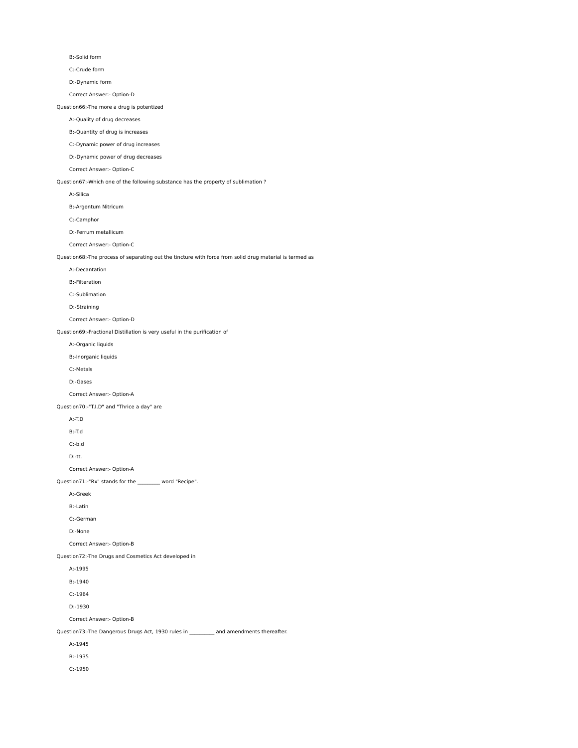B:-Solid form

C:-Crude form

D:-Dynamic form

Correct Answer:- Option-D

Question66:-The more a drug is potentized

A:-Quality of drug decreases

B:-Quantity of drug is increases

C:-Dynamic power of drug increases

D:-Dynamic power of drug decreases

Correct Answer:- Option-C

Question67:-Which one of the following substance has the property of sublimation ?

A:-Silica

B:-Argentum Nitricum

C:-Camphor

D:-Ferrum metallicum

Correct Answer:- Option-C

Question68:-The process of separating out the tincture with force from solid drug material is termed as

A:-Decantation

B:-Filteration

C:-Sublimation

D:-Straining

Correct Answer:- Option-D

Question69:-Fractional Distillation is very useful in the purification of

A:-Organic liquids

B:-Inorganic liquids

C:-Metals

D:-Gases

Correct Answer:- Option-A

Question70:-"T.I.D" and "Thrice a day" are

A:-T.D

B:-T.d

C:-b.d

D:-tt.

Correct Answer:- Option-A

Question71:-"Rx" stands for the _________ word "Recipe".

A:-Greek

B:-Latin

C:-German

D:-None

Correct Answer:- Option-B

Question72:-The Drugs and Cosmetics Act developed in

A:-1995

B:-1940

C:-1964

D:-1930

Correct Answer:- Option-B

Question73:-The Dangerous Drugs Act, 1930 rules in __________ and amendments thereafter.

A:-1945

B:-1935

C:-1950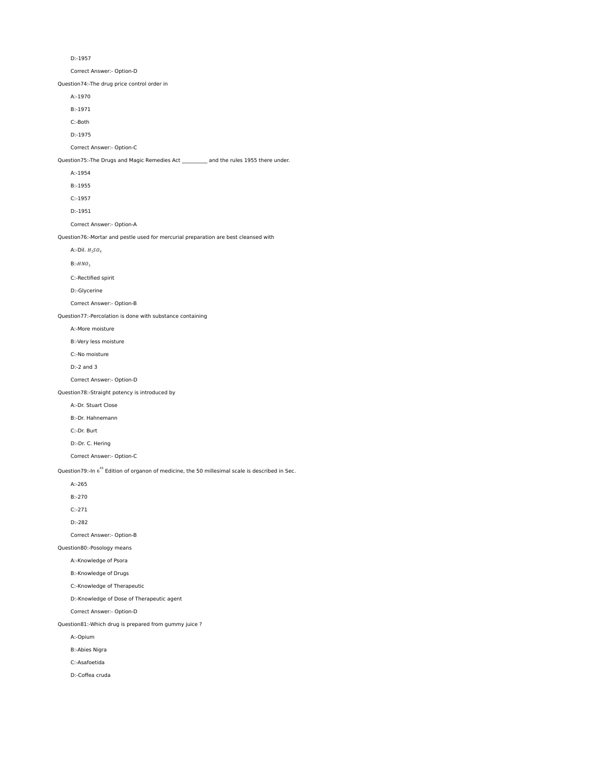D:-1957

Correct Answer:- Option-D

Question74:-The drug price control order in

A:-1970

B:-1971

C:-Both

D:-1975

Correct Answer:- Option-C

Question75:-The Drugs and Magic Remedies Act __________ and the rules 1955 there under.

A:-1954

B:-1955

C:-1957

D:-1951

Correct Answer:- Option-A

Question76:-Mortar and pestle used for mercurial preparation are best cleansed with

A:-Dil. $H_2SO_4$

B:-$HNO_3$

C:-Rectified spirit

D:-Glycerine

Correct Answer:- Option-B

Question77:-Percolation is done with substance containing

A:-More moisture

B:-Very less moisture

C:-No moisture

D:-2 and 3

Correct Answer:- Option-D

Question78:-Straight potency is introduced by

A:-Dr. Stuart Close

B:-Dr. Hahnemann

C:-Dr. Burt

D:-Dr. C. Hering

Correct Answer:- Option-C

Question79:-In $6^{th}$ Edition of organon of medicine, the 50 millesimal scale is described in Sec.

A:-265

B:-270

C:-271

D:-282

Correct Answer:- Option-B

Question80:-Posology means

A:-Knowledge of Psora

B:-Knowledge of Drugs

C:-Knowledge of Therapeutic

D:-Knowledge of Dose of Therapeutic agent

Correct Answer:- Option-D

Question81:-Which drug is prepared from gummy juice ?

A:-Opium

B:-Abies Nigra

C:-Asafoetida

D:-Coffea cruda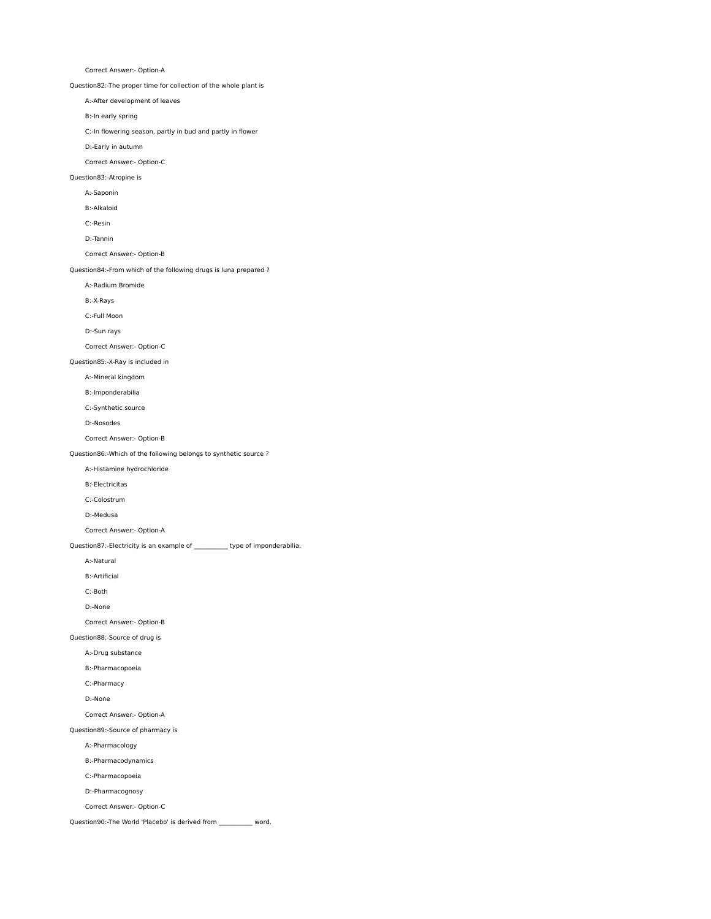Correct Answer:- Option-A

Question82:-The proper time for collection of the whole plant is

A:-After development of leaves

B:-In early spring

C:-In flowering season, partly in bud and partly in flower

D:-Early in autumn

Correct Answer:- Option-C

Question83:-Atropine is

A:-Saponin

B:-Alkaloid

C:-Resin

D:-Tannin

Correct Answer:- Option-B

Question84:-From which of the following drugs is luna prepared ?

A:-Radium Bromide

B:-X-Rays

C:-Full Moon

D:-Sun rays

Correct Answer:- Option-C

Question85:-X-Ray is included in

A:-Mineral kingdom

B:-Imponderabilia

C:-Synthetic source

D:-Nosodes

Correct Answer:- Option-B

Question86:-Which of the following belongs to synthetic source ?

A:-Histamine hydrochloride

B:-Electricitas

C:-Colostrum

D:-Medusa

Correct Answer:- Option-A

Question87:-Electricity is an example of __________ type of imponderabilia.

A:-Natural

B:-Artificial

C:-Both

D:-None

Correct Answer:- Option-B

Question88:-Source of drug is

A:-Drug substance

B:-Pharmacopoeia

C:-Pharmacy

D:-None

Correct Answer:- Option-A

Question89:-Source of pharmacy is

A:-Pharmacology

B:-Pharmacodynamics

C:-Pharmacopoeia

D:-Pharmacognosy

Correct Answer:- Option-C

Question90:-The World 'Placebo' is derived from __________ word.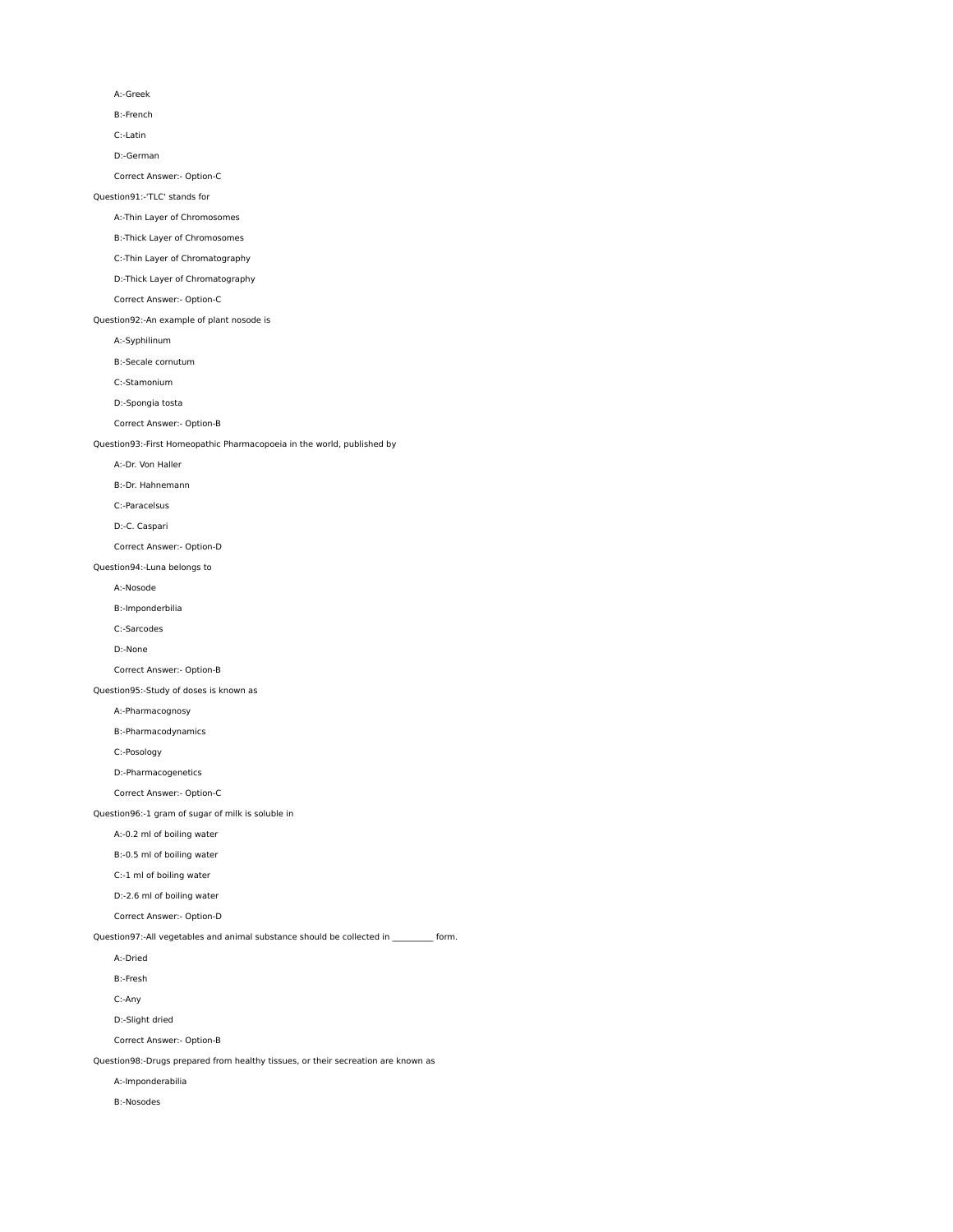A:-Greek

B:-French

C:-Latin

D:-German

Correct Answer:- Option-C

Question91:-'TLC' stands for

A:-Thin Layer of Chromosomes

B:-Thick Layer of Chromosomes

C:-Thin Layer of Chromatography

D:-Thick Layer of Chromatography

Correct Answer:- Option-C

Question92:-An example of plant nosode is

A:-Syphilinum

B:-Secale cornutum

C:-Stamonium

D:-Spongia tosta

Correct Answer:- Option-B

Question93:-First Homeopathic Pharmacopoeia in the world, published by

A:-Dr. Von Haller

B:-Dr. Hahnemann

C:-Paracelsus

D:-C. Caspari

Correct Answer:- Option-D

Question94:-Luna belongs to

A:-Nosode

B:-Imponderbilia

C:-Sarcodes

D:-None

Correct Answer:- Option-B

Question95:-Study of doses is known as

A:-Pharmacognosy

B:-Pharmacodynamics

C:-Posology

D:-Pharmacogenetics

Correct Answer:- Option-C

Question96:-1 gram of sugar of milk is soluble in

A:-0.2 ml of boiling water

B:-0.5 ml of boiling water

C:-1 ml of boiling water

D:-2.6 ml of boiling water

Correct Answer:- Option-D

Question97:-All vegetables and animal substance should be collected in __________ form.

A:-Dried

B:-Fresh

C:-Any

D:-Slight dried

Correct Answer:- Option-B

Question98:-Drugs prepared from healthy tissues, or their secreation are known as

A:-Imponderabilia

B:-Nosodes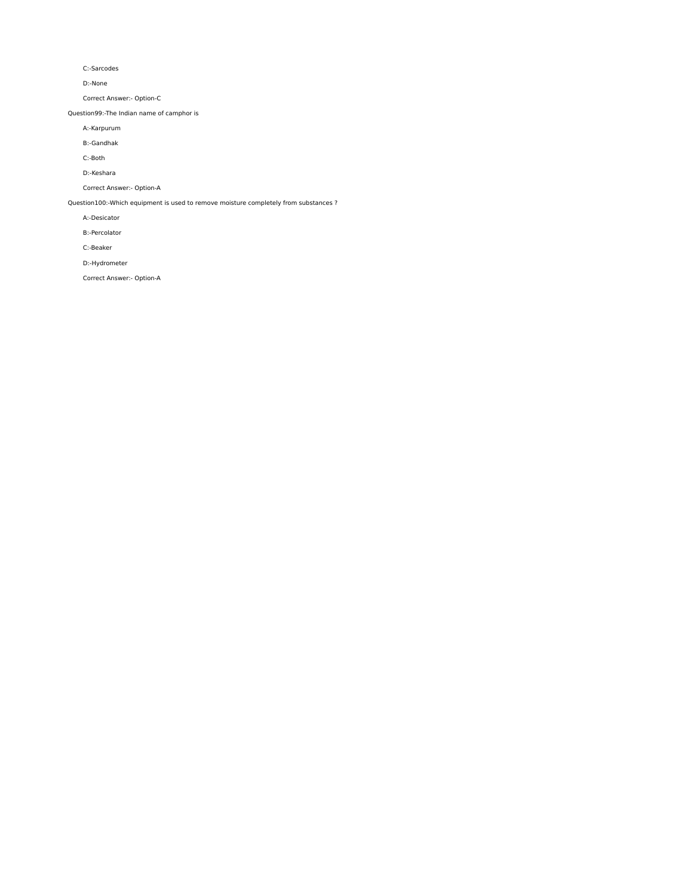C:-Sarcodes

D:-None

Correct Answer:- Option-C

Question99:-The Indian name of camphor is

A:-Karpurum

B:-Gandhak

C:-Both

D:-Keshara

Correct Answer:- Option-A

Question100:-Which equipment is used to remove moisture completely from substances ?

A:-Desicator

B:-Percolator

C:-Beaker

D:-Hydrometer

Correct Answer:- Option-A